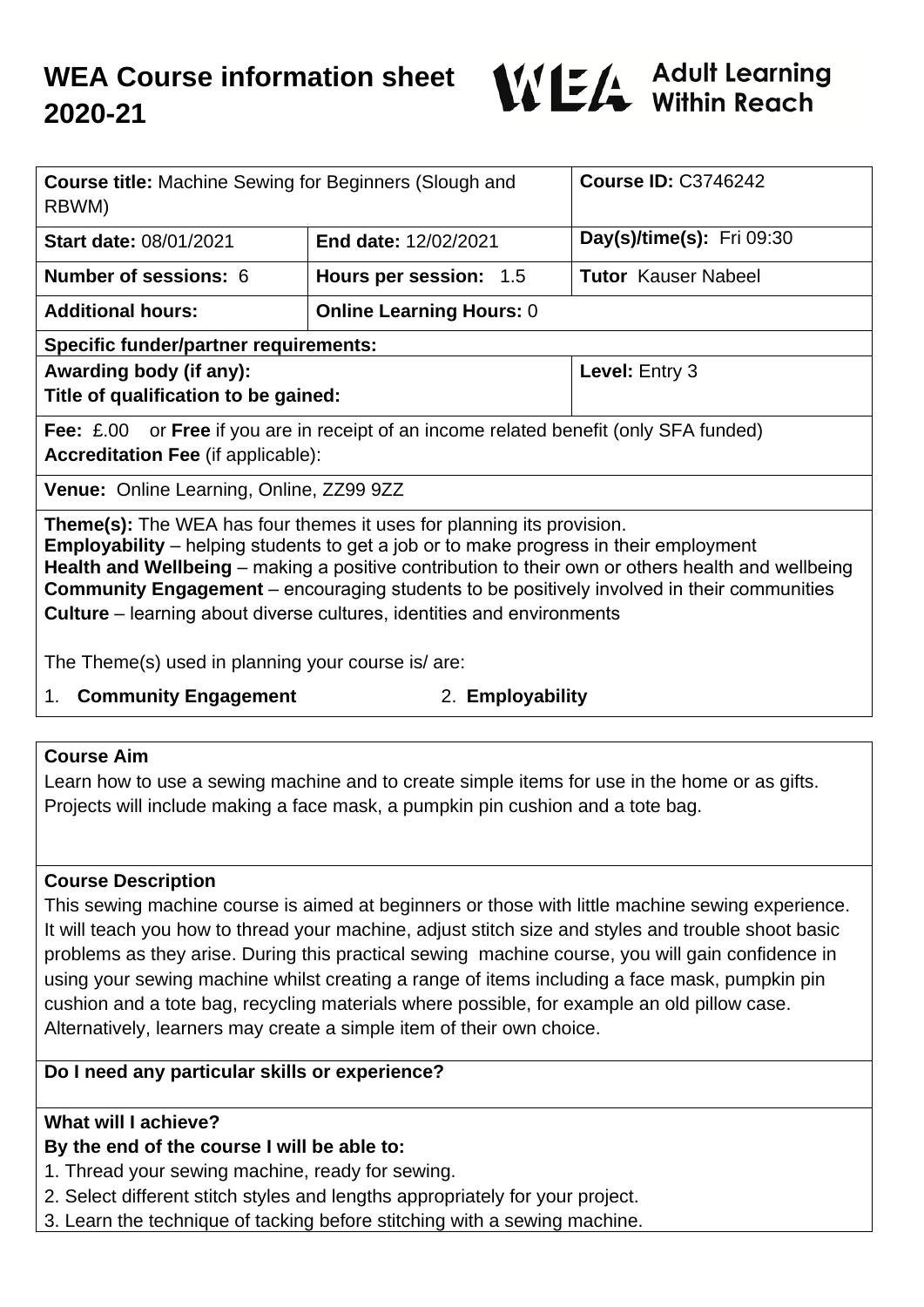# WEA Course information sheet 2020-21

WEA Adult Learning Within Reach

| **Course title:** Machine Sewing for Beginners (Slough and RBWM) | | **Course ID:** C3746242 |
|---|---|---|
| **Start date:** 08/01/2021 | **End date:** 12/02/2021 | **Day(s)/time(s):** Fri 09:30 |
| **Number of sessions:** 6 | **Hours per session:** 1.5 | **Tutor** Kauser Nabeel |
| **Additional hours:** | **Online Learning Hours:** 0 | |
| **Specific funder/partner requirements:** | | |
| **Awarding body (if any):** **Title of qualification to be gained:** | | **Level:** Entry 3 |
| **Fee:** £.00 or **Free** if you are in receipt of an income related benefit (only SFA funded) **Accreditation Fee** (if applicable): | | |
| **Venue:** Online Learning, Online, ZZ99 9ZZ | | |

**Theme(s):** The WEA has four themes it uses for planning its provision.
**Employability** – helping students to get a job or to make progress in their employment
**Health and Wellbeing** – making a positive contribution to their own or others health and wellbeing
**Community Engagement** – encouraging students to be positively involved in their communities
**Culture** – learning about diverse cultures, identities and environments

The Theme(s) used in planning your course is/ are:

1. **Community Engagement**
2. **Employability**

## Course Aim

Learn how to use a sewing machine and to create simple items for use in the home or as gifts. Projects will include making a face mask, a pumpkin pin cushion and a tote bag.

## Course Description

This sewing machine course is aimed at beginners or those with little machine sewing experience. It will teach you how to thread your machine, adjust stitch size and styles and trouble shoot basic problems as they arise. During this practical sewing machine course, you will gain confidence in using your sewing machine whilst creating a range of items including a face mask, pumpkin pin cushion and a tote bag, recycling materials where possible, for example an old pillow case. Alternatively, learners may create a simple item of their own choice.

## Do I need any particular skills or experience?

## What will I achieve?

**By the end of the course I will be able to:**

1. Thread your sewing machine, ready for sewing.
2. Select different stitch styles and lengths appropriately for your project.
3. Learn the technique of tacking before stitching with a sewing machine.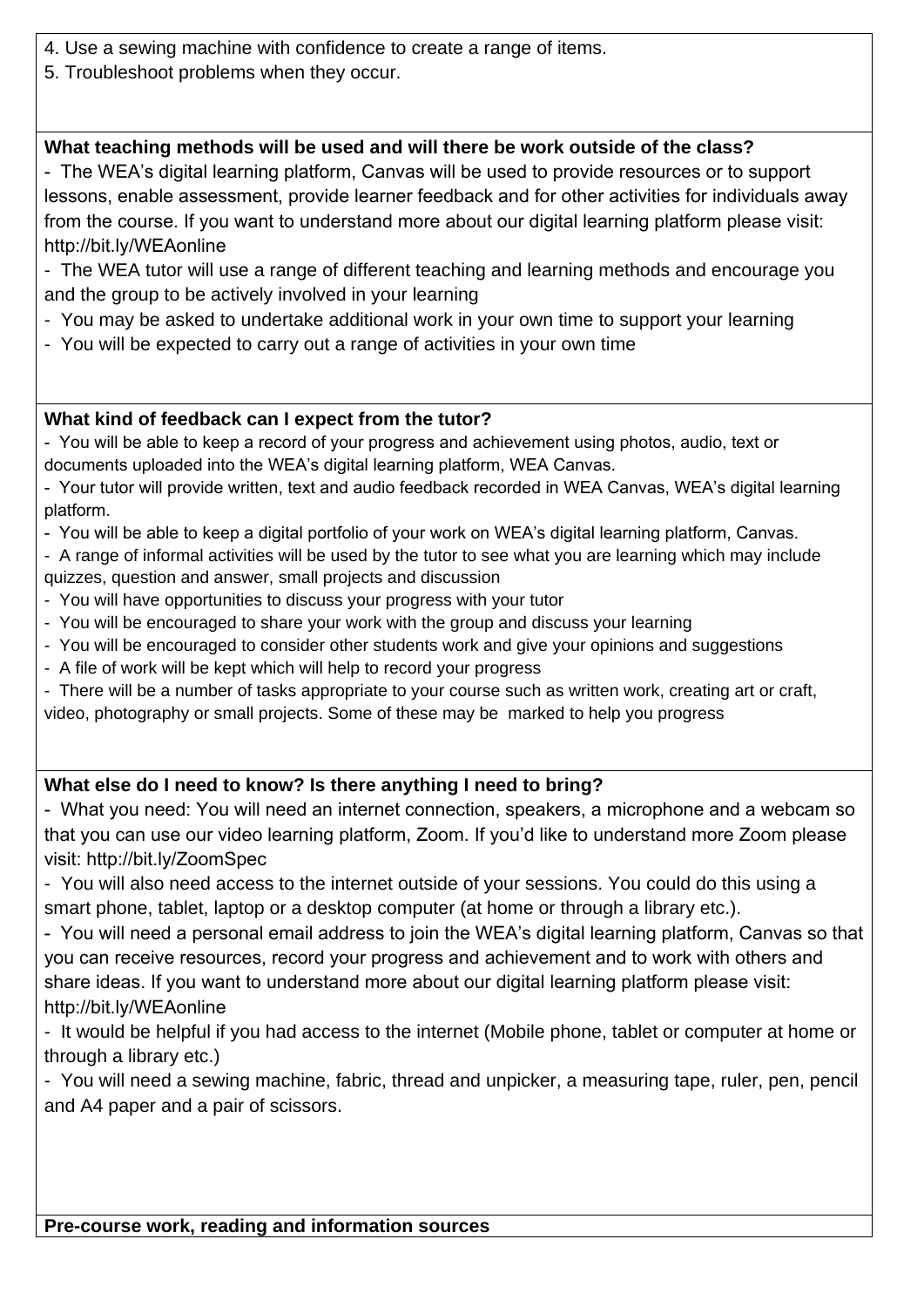4. Use a sewing machine with confidence to create a range of items.
5. Troubleshoot problems when they occur.

**What teaching methods will be used and will there be work outside of the class?**

- The WEA's digital learning platform, Canvas will be used to provide resources or to support lessons, enable assessment, provide learner feedback and for other activities for individuals away from the course. If you want to understand more about our digital learning platform please visit: http://bit.ly/WEAonline
- The WEA tutor will use a range of different teaching and learning methods and encourage you and the group to be actively involved in your learning
- You may be asked to undertake additional work in your own time to support your learning
- You will be expected to carry out a range of activities in your own time

**What kind of feedback can I expect from the tutor?**

- You will be able to keep a record of your progress and achievement using photos, audio, text or documents uploaded into the WEA's digital learning platform, WEA Canvas.
- Your tutor will provide written, text and audio feedback recorded in WEA Canvas, WEA's digital learning platform.
- You will be able to keep a digital portfolio of your work on WEA's digital learning platform, Canvas.
- A range of informal activities will be used by the tutor to see what you are learning which may include quizzes, question and answer, small projects and discussion
- You will have opportunities to discuss your progress with your tutor
- You will be encouraged to share your work with the group and discuss your learning
- You will be encouraged to consider other students work and give your opinions and suggestions
- A file of work will be kept which will help to record your progress
- There will be a number of tasks appropriate to your course such as written work, creating art or craft, video, photography or small projects. Some of these may be marked to help you progress

**What else do I need to know? Is there anything I need to bring?**

- What you need: You will need an internet connection, speakers, a microphone and a webcam so that you can use our video learning platform, Zoom. If you'd like to understand more Zoom please visit: http://bit.ly/ZoomSpec
- You will also need access to the internet outside of your sessions. You could do this using a smart phone, tablet, laptop or a desktop computer (at home or through a library etc.).
- You will need a personal email address to join the WEA's digital learning platform, Canvas so that you can receive resources, record your progress and achievement and to work with others and share ideas. If you want to understand more about our digital learning platform please visit: http://bit.ly/WEAonline
- It would be helpful if you had access to the internet (Mobile phone, tablet or computer at home or through a library etc.)
- You will need a sewing machine, fabric, thread and unpicker, a measuring tape, ruler, pen, pencil and A4 paper and a pair of scissors.

**Pre-course work, reading and information sources**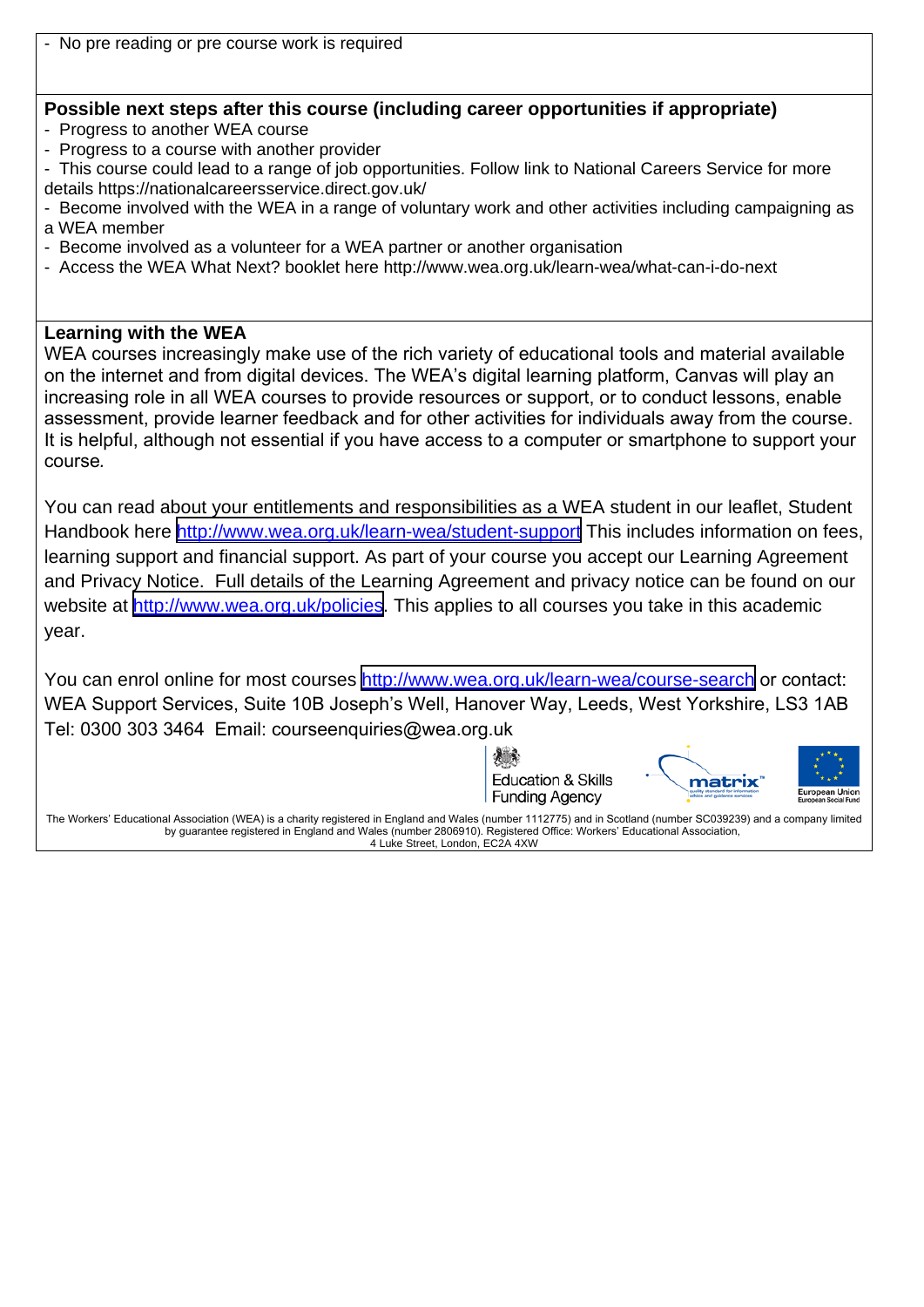- No pre reading or pre course work is required

**Possible next steps after this course (including career opportunities if appropriate)**

- Progress to another WEA course
- Progress to a course with another provider
- This course could lead to a range of job opportunities. Follow link to National Careers Service for more details https://nationalcareersservice.direct.gov.uk/
- Become involved with the WEA in a range of voluntary work and other activities including campaigning as a WEA member
- Become involved as a volunteer for a WEA partner or another organisation
- Access the WEA What Next? booklet here http://www.wea.org.uk/learn-wea/what-can-i-do-next

**Learning with the WEA**

WEA courses increasingly make use of the rich variety of educational tools and material available on the internet and from digital devices. The WEA's digital learning platform, Canvas will play an increasing role in all WEA courses to provide resources or support, or to conduct lessons, enable assessment, provide learner feedback and for other activities for individuals away from the course. It is helpful, although not essential if you have access to a computer or smartphone to support your course.

You can read about your entitlements and responsibilities as a WEA student in our leaflet, Student Handbook here http://www.wea.org.uk/learn-wea/student-support This includes information on fees, learning support and financial support. As part of your course you accept our Learning Agreement and Privacy Notice. Full details of the Learning Agreement and privacy notice can be found on our website at http://www.wea.org.uk/policies. This applies to all courses you take in this academic year.

You can enrol online for most courses http://www.wea.org.uk/learn-wea/course-search or contact: WEA Support Services, Suite 10B Joseph's Well, Hanover Way, Leeds, West Yorkshire, LS3 1AB Tel: 0300 303 3464 Email: courseenquiries@wea.org.uk

Education & Skills Funding Agency

matrix

European Union European Social Fund

The Workers' Educational Association (WEA) is a charity registered in England and Wales (number 1112775) and in Scotland (number SC039239) and a company limited by guarantee registered in England and Wales (number 2806910). Registered Office: Workers' Educational Association, 4 Luke Street, London, EC2A 4XW